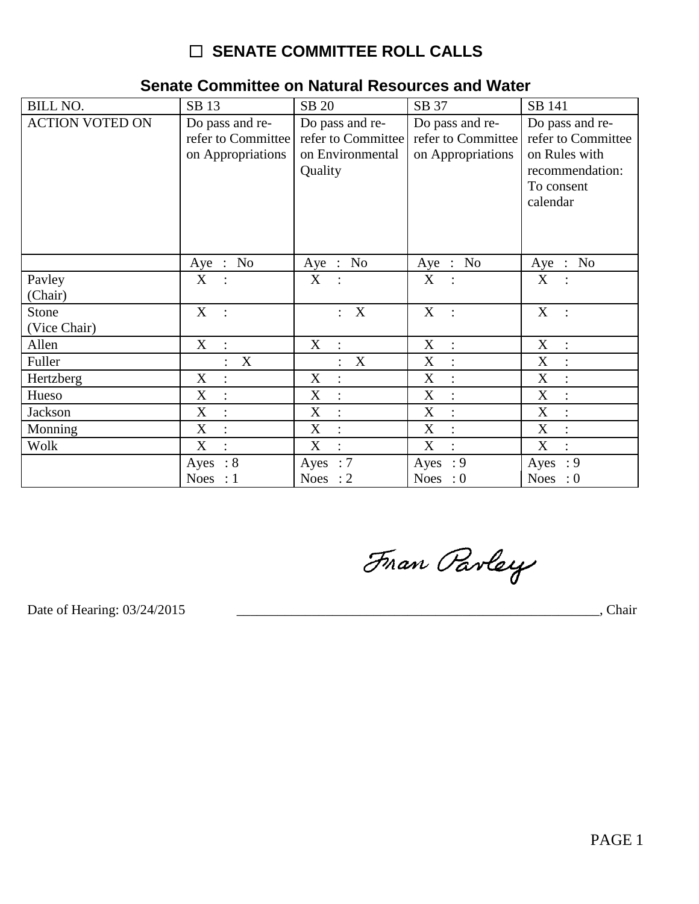# ☐ SENATE COMMITTEE ROLL CALLS

## Senate Committee on Natural Resources and Water

| BILL NO. | SB 13 | SB 20 | SB 37 | SB 141 |
|---|---|---|---|---|
| ACTION VOTED ON | Do pass and re-refer to Committee on Appropriations | Do pass and re-refer to Committee on Environmental Quality | Do pass and re-refer to Committee on Appropriations | Do pass and re-refer to Committee on Rules with recommendation: To consent calendar |
| | Aye : No | Aye : No | Aye : No | Aye : No |
| Pavley (Chair) | X : | X : | X : | X : |
| Stone (Vice Chair) | X : | : X | X : | X : |
| Allen | X : | X : | X : | X : |
| Fuller | : X | : X | X : | X : |
| Hertzberg | X : | X : | X : | X : |
| Hueso | X : | X : | X : | X : |
| Jackson | X : | X : | X : | X : |
| Monning | X : | X : | X : | X : |
| Wolk | X : | X : | X : | X : |
| | Ayes : 8<br>Noes : 1 | Ayes : 7<br>Noes : 2 | Ayes : 9<br>Noes : 0 | Ayes : 9<br>Noes : 0 |

Fran Pavley

Date of Hearing: 03/24/2015 \_\_\_\_\_\_\_\_\_\_\_\_\_\_\_\_\_\_\_\_\_\_\_\_\_\_\_\_\_\_\_\_\_\_\_\_\_\_\_\_\_\_\_\_, Chair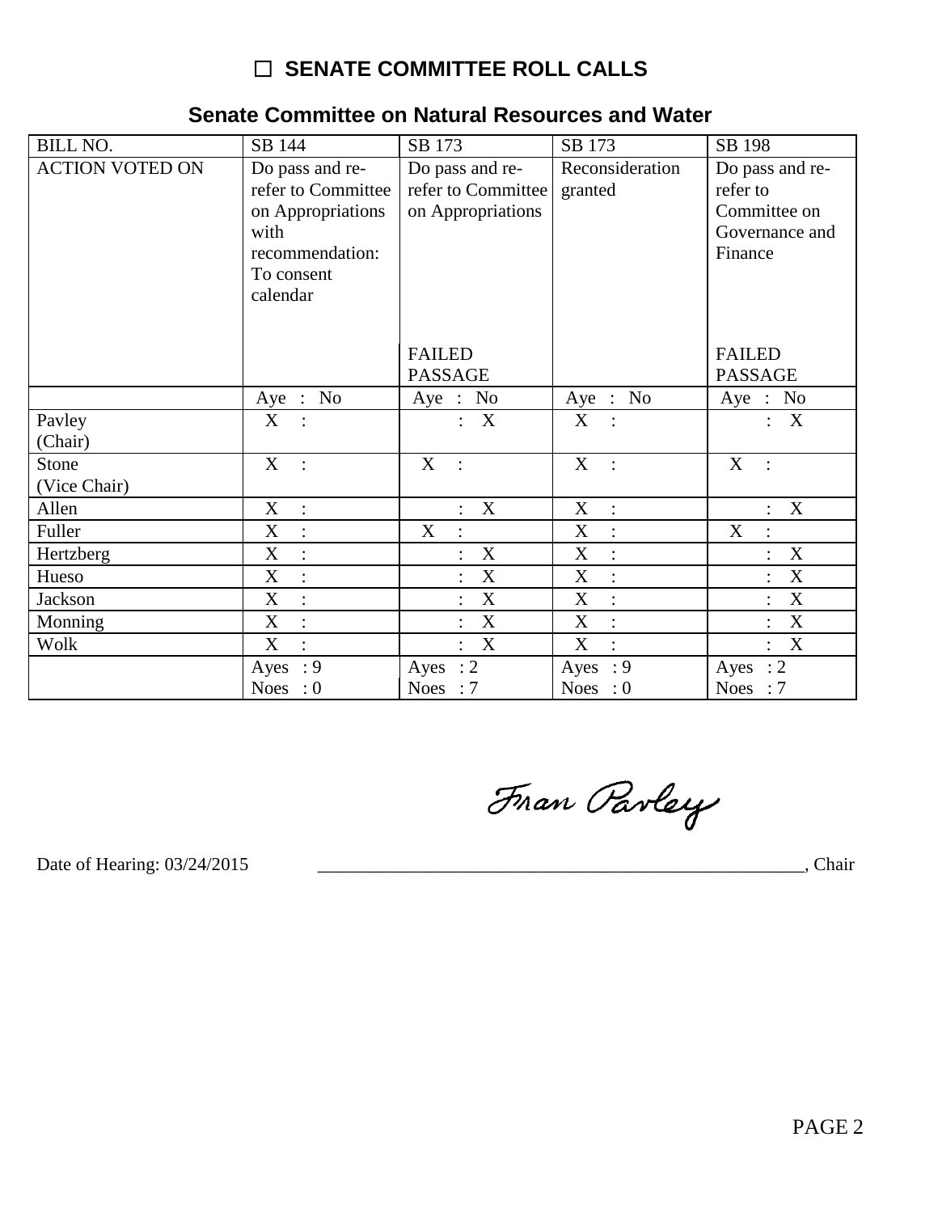## ☐ SENATE COMMITTEE ROLL CALLS

### Senate Committee on Natural Resources and Water

| BILL NO. | SB 144 | SB 173 | SB 173 | SB 198 |
|---|---|---|---|---|
| ACTION VOTED ON | Do pass and re-refer to Committee on Appropriations with recommendation: To consent calendar | Do pass and re-refer to Committee on Appropriations<br><br>FAILED PASSAGE | Reconsideration granted | Do pass and re-refer to Committee on Governance and Finance<br><br>FAILED PASSAGE |
| | Aye : No | Aye : No | Aye : No | Aye : No |
| Pavley (Chair) | X : | : X | X : | : X |
| Stone (Vice Chair) | X : | X : | X : | X : |
| Allen | X : | : X | X : | : X |
| Fuller | X : | X : | X : | X : |
| Hertzberg | X : | : X | X : | : X |
| Hueso | X : | : X | X : | : X |
| Jackson | X : | : X | X : | : X |
| Monning | X : | : X | X : | : X |
| Wolk | X : | : X | X : | : X |
| | Ayes : 9<br>Noes : 0 | Ayes : 2<br>Noes : 7 | Ayes : 9<br>Noes : 0 | Ayes : 2<br>Noes : 7 |

Fran Pavley

Date of Hearing: 03/24/2015 ______________________________________________________, Chair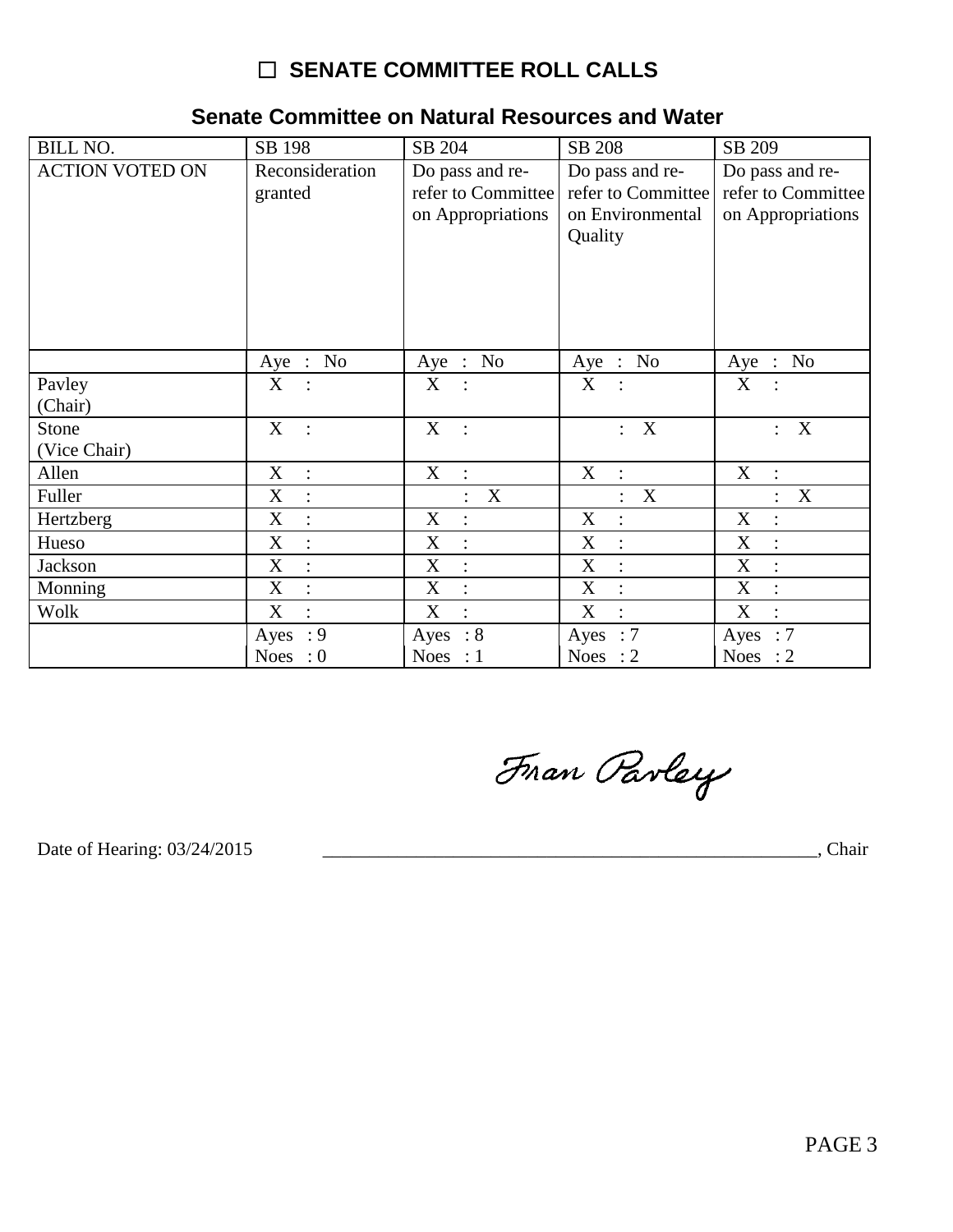☐ **SENATE COMMITTEE ROLL CALLS**

## Senate Committee on Natural Resources and Water

| BILL NO. | SB 198 | SB 204 | SB 208 | SB 209 |
|---|---|---|---|---|
| ACTION VOTED ON | Reconsideration granted | Do pass and re-refer to Committee on Appropriations | Do pass and re-refer to Committee on Environmental Quality | Do pass and re-refer to Committee on Appropriations |
| | Aye : No | Aye : No | Aye : No | Aye : No |
| Pavley (Chair) | X : | X : | X : | X : |
| Stone (Vice Chair) | X : | X : | : X | : X |
| Allen | X : | X : | X : | X : |
| Fuller | X : | : X | : X | : X |
| Hertzberg | X : | X : | X : | X : |
| Hueso | X : | X : | X : | X : |
| Jackson | X : | X : | X : | X : |
| Monning | X : | X : | X : | X : |
| Wolk | X : | X : | X : | X : |
| | Ayes : 9 Noes : 0 | Ayes : 8 Noes : 1 | Ayes : 7 Noes : 2 | Ayes : 7 Noes : 2 |

Fran Pavley

Date of Hearing: 03/24/2015 _______________________________________________, Chair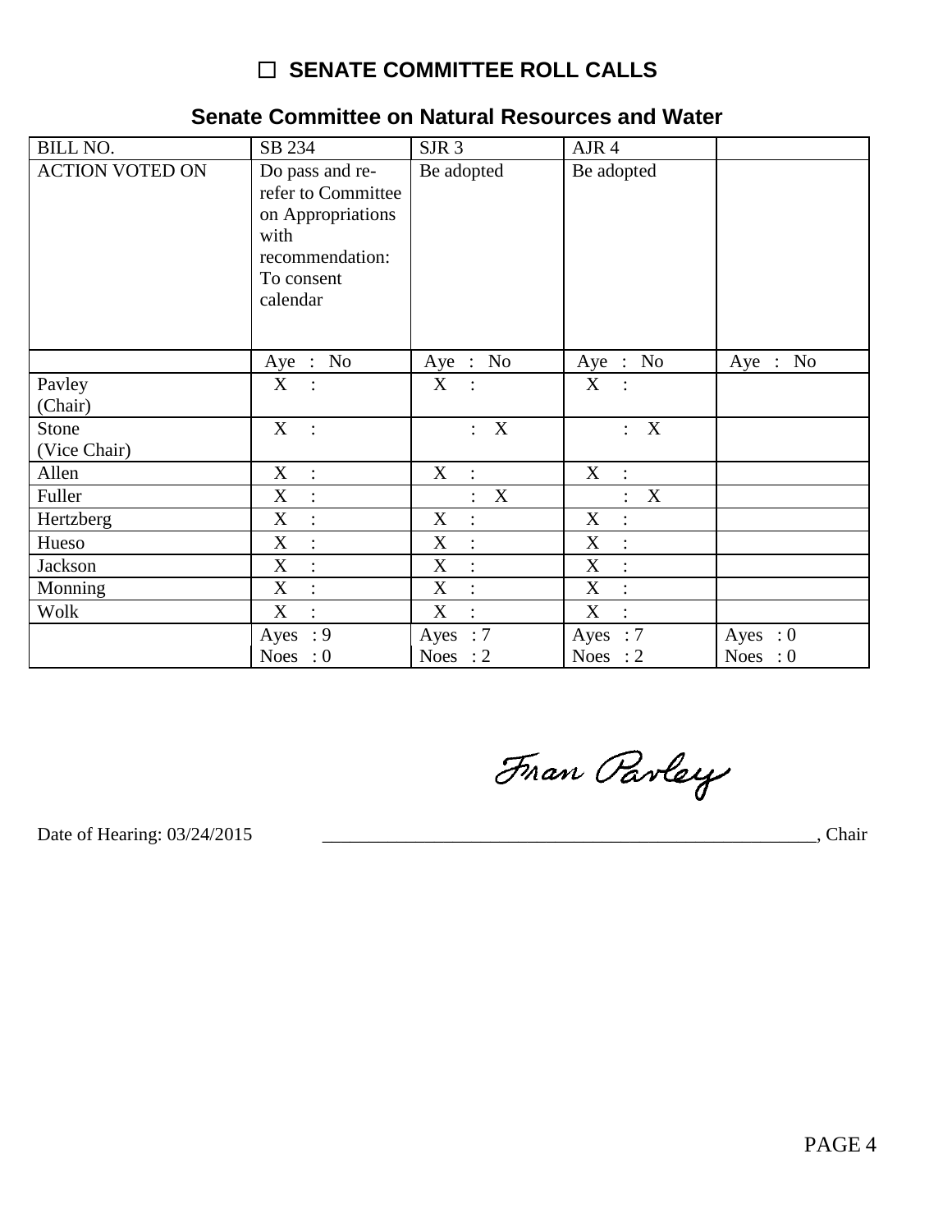## ☐ SENATE COMMITTEE ROLL CALLS

### Senate Committee on Natural Resources and Water

| BILL NO. | SB 234 | SJR 3 | AJR 4 | |
|---|---|---|---|---|
| ACTION VOTED ON | Do pass and re-refer to Committee on Appropriations with recommendation: To consent calendar | Be adopted | Be adopted | |
| | Aye : No | Aye : No | Aye : No | Aye : No |
| Pavley (Chair) | X : | X : | X : | |
| Stone (Vice Chair) | X : | : X | : X | |
| Allen | X : | X : | X : | |
| Fuller | X : | : X | : X | |
| Hertzberg | X : | X : | X : | |
| Hueso | X : | X : | X : | |
| Jackson | X : | X : | X : | |
| Monning | X : | X : | X : | |
| Wolk | X : | X : | X : | |
| | Ayes : 9<br>Noes : 0 | Ayes : 7<br>Noes : 2 | Ayes : 7<br>Noes : 2 | Ayes : 0<br>Noes : 0 |

Fran Pavley

Date of Hearing: 03/24/2015 ________________________________________________________, Chair